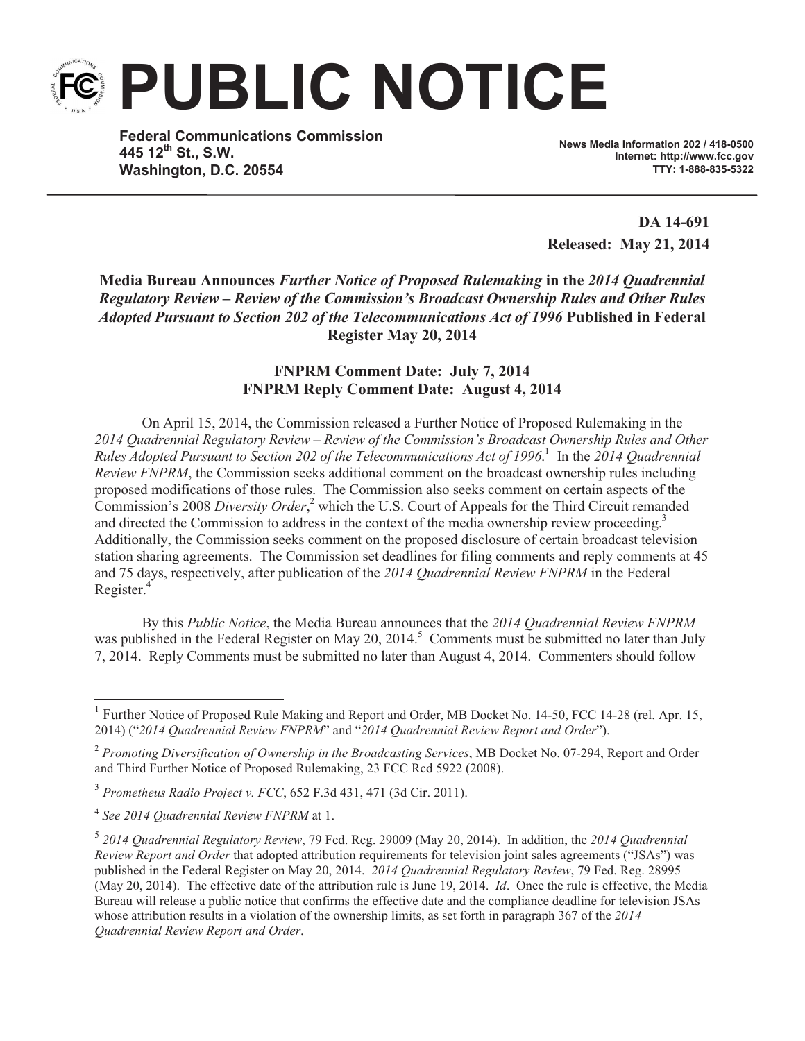# PUBLIC NOTICE

**Federal Communications Commission**
**445 12th St., S.W.**
**Washington, D.C. 20554**

**News Media Information 202 / 418-0500**
**Internet: http://www.fcc.gov**
**TTY: 1-888-835-5322**

**DA 14-691**
**Released: May 21, 2014**

**Media Bureau Announces *Further Notice of Proposed Rulemaking* in the *2014 Quadrennial Regulatory Review – Review of the Commission's Broadcast Ownership Rules and Other Rules Adopted Pursuant to Section 202 of the Telecommunications Act of 1996* Published in Federal Register May 20, 2014**

**FNPRM Comment Date: July 7, 2014**
**FNPRM Reply Comment Date: August 4, 2014**

On April 15, 2014, the Commission released a Further Notice of Proposed Rulemaking in the *2014 Quadrennial Regulatory Review – Review of the Commission's Broadcast Ownership Rules and Other Rules Adopted Pursuant to Section 202 of the Telecommunications Act of 1996*.[1] In the *2014 Quadrennial Review FNPRM*, the Commission seeks additional comment on the broadcast ownership rules including proposed modifications of those rules. The Commission also seeks comment on certain aspects of the Commission's 2008 *Diversity Order*,[2] which the U.S. Court of Appeals for the Third Circuit remanded and directed the Commission to address in the context of the media ownership review proceeding.[3] Additionally, the Commission seeks comment on the proposed disclosure of certain broadcast television station sharing agreements. The Commission set deadlines for filing comments and reply comments at 45 and 75 days, respectively, after publication of the *2014 Quadrennial Review FNPRM* in the Federal Register.[4]

By this *Public Notice*, the Media Bureau announces that the *2014 Quadrennial Review FNPRM* was published in the Federal Register on May 20, 2014.[5] Comments must be submitted no later than July 7, 2014. Reply Comments must be submitted no later than August 4, 2014. Commenters should follow

---

[1] Further Notice of Proposed Rule Making and Report and Order, MB Docket No. 14-50, FCC 14-28 (rel. Apr. 15, 2014) ("*2014 Quadrennial Review FNPRM*" and "*2014 Quadrennial Review Report and Order*").

[2] *Promoting Diversification of Ownership in the Broadcasting Services*, MB Docket No. 07-294, Report and Order and Third Further Notice of Proposed Rulemaking, 23 FCC Rcd 5922 (2008).

[3] *Prometheus Radio Project v. FCC*, 652 F.3d 431, 471 (3d Cir. 2011).

[4] *See 2014 Quadrennial Review FNPRM* at 1.

[5] *2014 Quadrennial Regulatory Review*, 79 Fed. Reg. 29009 (May 20, 2014). In addition, the *2014 Quadrennial Review Report and Order* that adopted attribution requirements for television joint sales agreements ("JSAs") was published in the Federal Register on May 20, 2014. *2014 Quadrennial Regulatory Review*, 79 Fed. Reg. 28995 (May 20, 2014). The effective date of the attribution rule is June 19, 2014. *Id*. Once the rule is effective, the Media Bureau will release a public notice that confirms the effective date and the compliance deadline for television JSAs whose attribution results in a violation of the ownership limits, as set forth in paragraph 367 of the *2014 Quadrennial Review Report and Order*.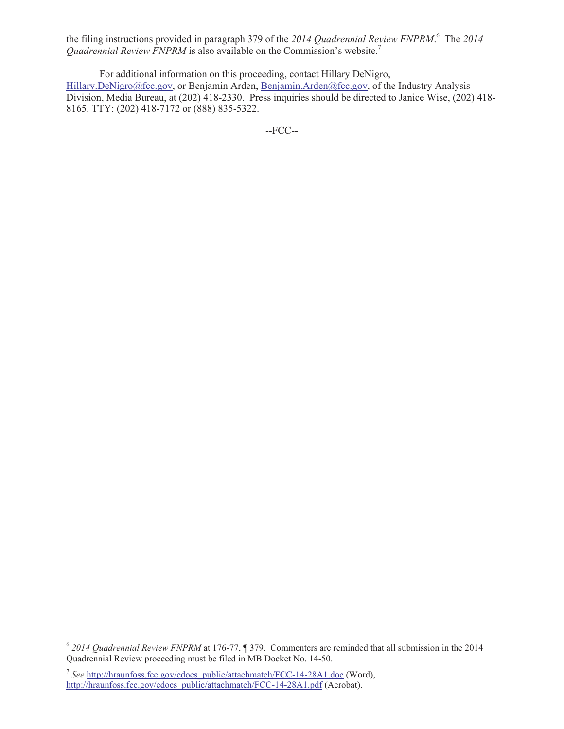the filing instructions provided in paragraph 379 of the *2014 Quadrennial Review FNPRM*.[6] The *2014 Quadrennial Review FNPRM* is also available on the Commission's website.[7]

For additional information on this proceeding, contact Hillary DeNigro, Hillary.DeNigro@fcc.gov, or Benjamin Arden, Benjamin.Arden@fcc.gov, of the Industry Analysis Division, Media Bureau, at (202) 418-2330. Press inquiries should be directed to Janice Wise, (202) 418-8165. TTY: (202) 418-7172 or (888) 835-5322.

--FCC--

---

[6] *2014 Quadrennial Review FNPRM* at 176-77, ¶ 379. Commenters are reminded that all submission in the 2014 Quadrennial Review proceeding must be filed in MB Docket No. 14-50.

[7] *See* http://hraunfoss.fcc.gov/edocs_public/attachmatch/FCC-14-28A1.doc (Word), http://hraunfoss.fcc.gov/edocs_public/attachmatch/FCC-14-28A1.pdf (Acrobat).